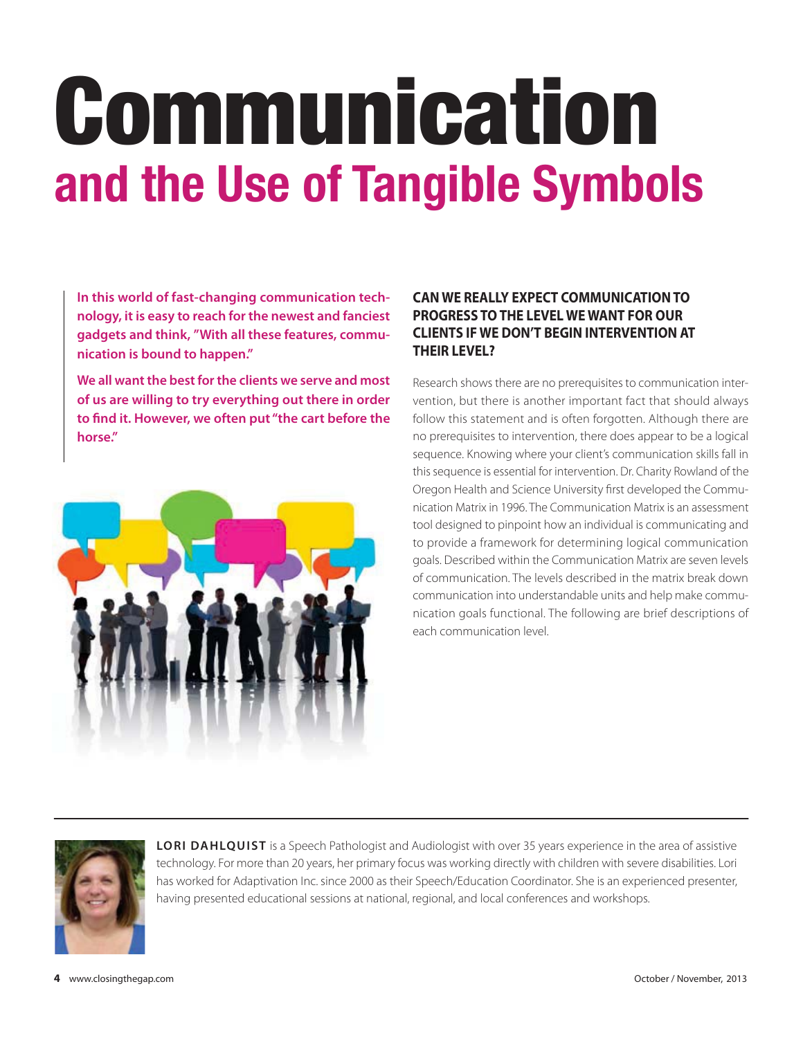# Communication
## and the Use of Tangible Symbols

**In this world of fast-changing communication technology, it is easy to reach for the newest and fanciest gadgets and think, "With all these features, communication is bound to happen."**

**We all want the best for the clients we serve and most of us are willing to try everything out there in order to find it. However, we often put "the cart before the horse."**

### CAN WE REALLY EXPECT COMMUNICATION TO PROGRESS TO THE LEVEL WE WANT FOR OUR CLIENTS IF WE DON'T BEGIN INTERVENTION AT THEIR LEVEL?

Research shows there are no prerequisites to communication intervention, but there is another important fact that should always follow this statement and is often forgotten. Although there are no prerequisites to intervention, there does appear to be a logical sequence. Knowing where your client's communication skills fall in this sequence is essential for intervention. Dr. Charity Rowland of the Oregon Health and Science University first developed the Communication Matrix in 1996. The Communication Matrix is an assessment tool designed to pinpoint how an individual is communicating and to provide a framework for determining logical communication goals. Described within the Communication Matrix are seven levels of communication. The levels described in the matrix break down communication into understandable units and help make communication goals functional. The following are brief descriptions of each communication level.

---

**LORI DAHLQUIST** is a Speech Pathologist and Audiologist with over 35 years experience in the area of assistive technology. For more than 20 years, her primary focus was working directly with children with severe disabilities. Lori has worked for Adaptivation Inc. since 2000 as their Speech/Education Coordinator. She is an experienced presenter, having presented educational sessions at national, regional, and local conferences and workshops.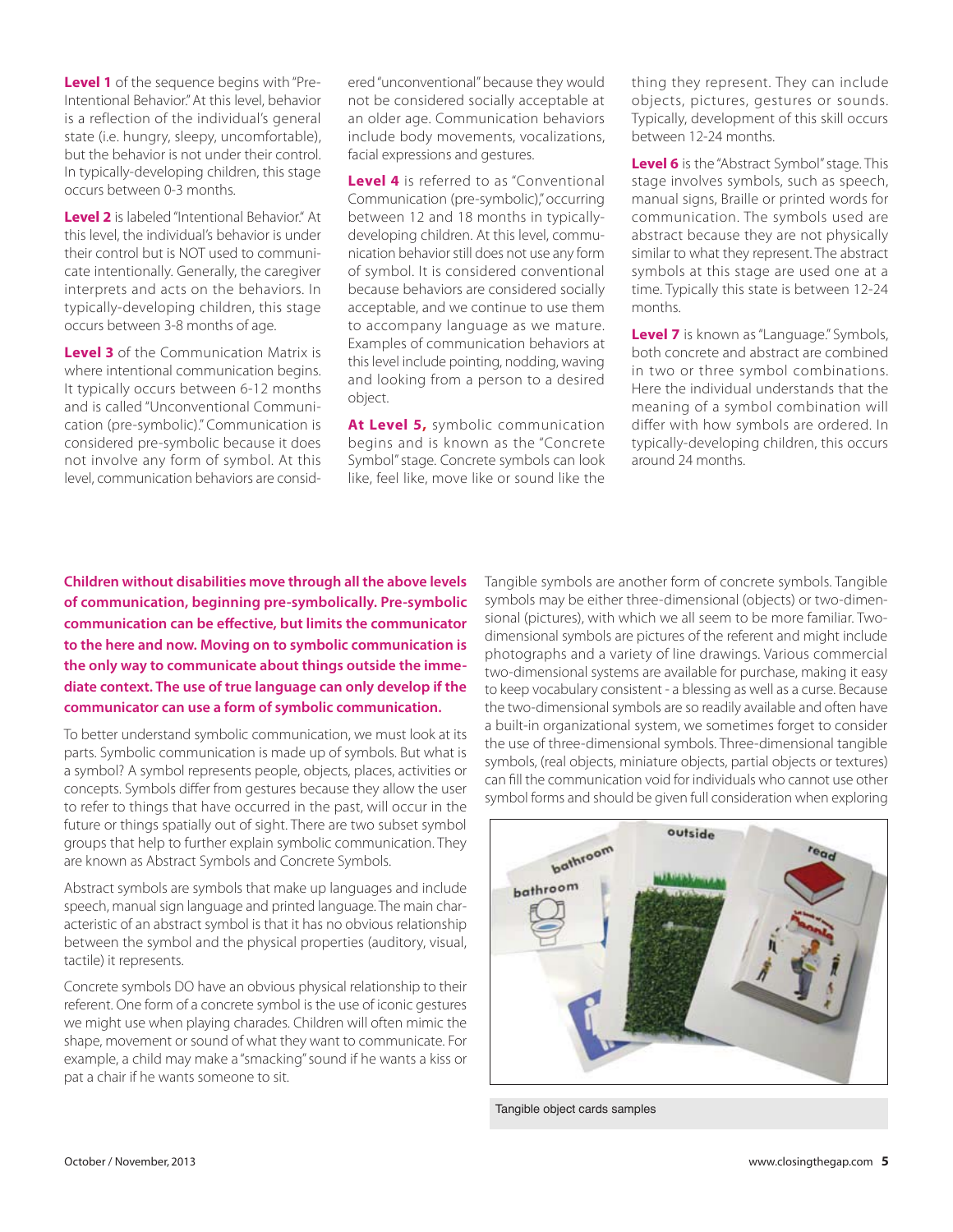**Level 1** of the sequence begins with "Pre-Intentional Behavior." At this level, behavior is a reflection of the individual's general state (i.e. hungry, sleepy, uncomfortable), but the behavior is not under their control. In typically-developing children, this stage occurs between 0-3 months.

**Level 2** is labeled "Intentional Behavior." At this level, the individual's behavior is under their control but is NOT used to communicate intentionally. Generally, the caregiver interprets and acts on the behaviors. In typically-developing children, this stage occurs between 3-8 months of age.

**Level 3** of the Communication Matrix is where intentional communication begins. It typically occurs between 6-12 months and is called "Unconventional Communication (pre-symbolic)." Communication is considered pre-symbolic because it does not involve any form of symbol. At this level, communication behaviors are considered "unconventional" because they would not be considered socially acceptable at an older age. Communication behaviors include body movements, vocalizations, facial expressions and gestures.

**Level 4** is referred to as "Conventional Communication (pre-symbolic)," occurring between 12 and 18 months in typically-developing children. At this level, communication behavior still does not use any form of symbol. It is considered conventional because behaviors are considered socially acceptable, and we continue to use them to accompany language as we mature. Examples of communication behaviors at this level include pointing, nodding, waving and looking from a person to a desired object.

**At Level 5,** symbolic communication begins and is known as the "Concrete Symbol" stage. Concrete symbols can look like, feel like, move like or sound like the thing they represent. They can include objects, pictures, gestures or sounds. Typically, development of this skill occurs between 12-24 months.

**Level 6** is the "Abstract Symbol" stage. This stage involves symbols, such as speech, manual signs, Braille or printed words for communication. The symbols used are abstract because they are not physically similar to what they represent. The abstract symbols at this stage are used one at a time. Typically this state is between 12-24 months.

**Level 7** is known as "Language." Symbols, both concrete and abstract are combined in two or three symbol combinations. Here the individual understands that the meaning of a symbol combination will differ with how symbols are ordered. In typically-developing children, this occurs around 24 months.

**Children without disabilities move through all the above levels of communication, beginning pre-symbolically. Pre-symbolic communication can be effective, but limits the communicator to the here and now. Moving on to symbolic communication is the only way to communicate about things outside the immediate context. The use of true language can only develop if the communicator can use a form of symbolic communication.**

To better understand symbolic communication, we must look at its parts. Symbolic communication is made up of symbols. But what is a symbol? A symbol represents people, objects, places, activities or concepts. Symbols differ from gestures because they allow the user to refer to things that have occurred in the past, will occur in the future or things spatially out of sight. There are two subset symbol groups that help to further explain symbolic communication. They are known as Abstract Symbols and Concrete Symbols.

Abstract symbols are symbols that make up languages and include speech, manual sign language and printed language. The main characteristic of an abstract symbol is that it has no obvious relationship between the symbol and the physical properties (auditory, visual, tactile) it represents.

Concrete symbols DO have an obvious physical relationship to their referent. One form of a concrete symbol is the use of iconic gestures we might use when playing charades. Children will often mimic the shape, movement or sound of what they want to communicate. For example, a child may make a "smacking" sound if he wants a kiss or pat a chair if he wants someone to sit.

Tangible symbols are another form of concrete symbols. Tangible symbols may be either three-dimensional (objects) or two-dimensional (pictures), with which we all seem to be more familiar. Two-dimensional symbols are pictures of the referent and might include photographs and a variety of line drawings. Various commercial two-dimensional systems are available for purchase, making it easy to keep vocabulary consistent - a blessing as well as a curse. Because the two-dimensional symbols are so readily available and often have a built-in organizational system, we sometimes forget to consider the use of three-dimensional symbols. Three-dimensional tangible symbols, (real objects, miniature objects, partial objects or textures) can fill the communication void for individuals who cannot use other symbol forms and should be given full consideration when exploring

Tangible object cards samples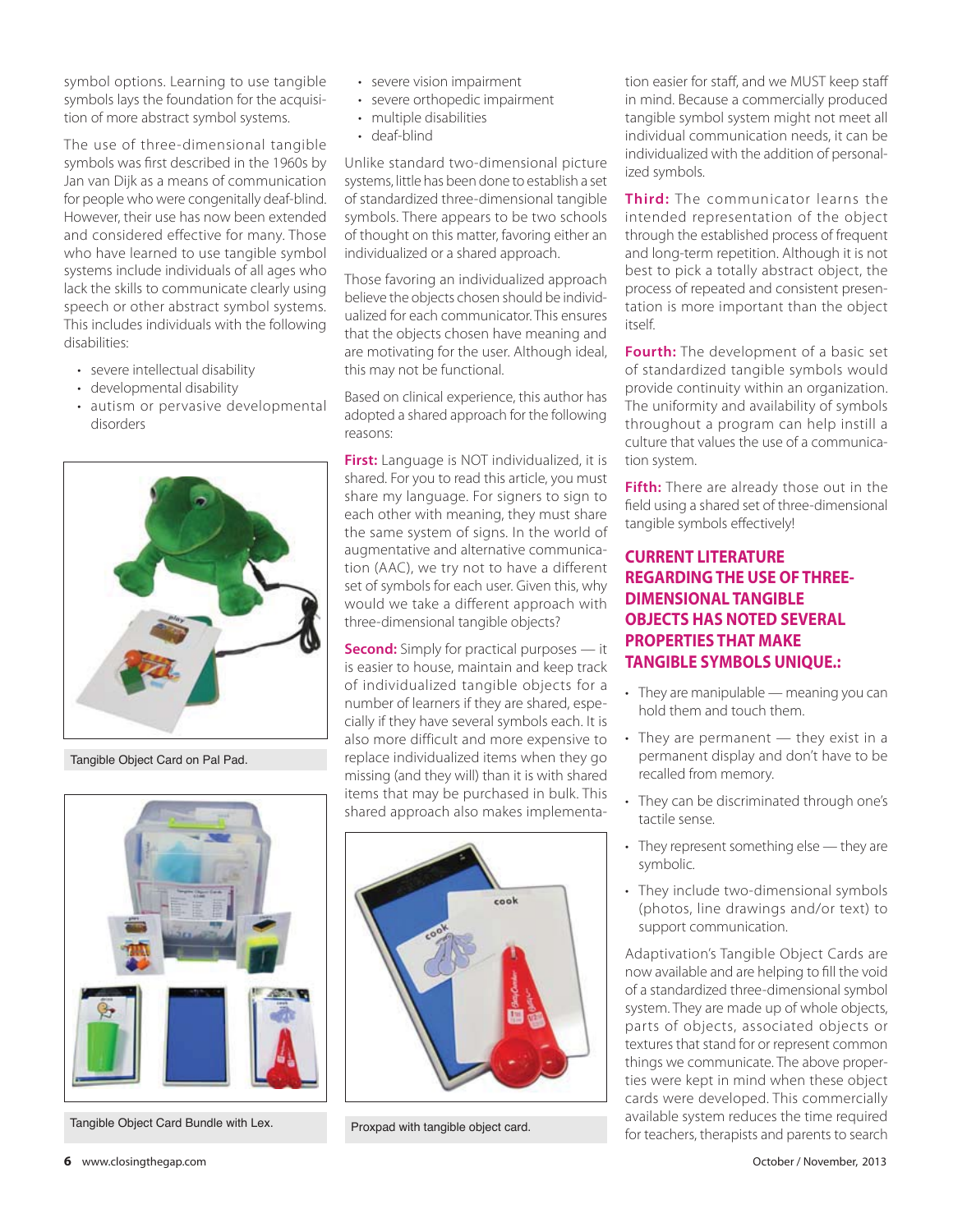symbol options. Learning to use tangible symbols lays the foundation for the acquisition of more abstract symbol systems.

The use of three-dimensional tangible symbols was first described in the 1960s by Jan van Dijk as a means of communication for people who were congenitally deaf-blind. However, their use has now been extended and considered effective for many. Those who have learned to use tangible symbol systems include individuals of all ages who lack the skills to communicate clearly using speech or other abstract symbol systems. This includes individuals with the following disabilities:

- severe intellectual disability
- developmental disability
- autism or pervasive developmental disorders
- severe vision impairment
- severe orthopedic impairment
- multiple disabilities
- deaf-blind

Tangible Object Card on Pal Pad.

Tangible Object Card Bundle with Lex.

Unlike standard two-dimensional picture systems, little has been done to establish a set of standardized three-dimensional tangible symbols. There appears to be two schools of thought on this matter, favoring either an individualized or a shared approach.

Those favoring an individualized approach believe the objects chosen should be individualized for each communicator. This ensures that the objects chosen have meaning and are motivating for the user. Although ideal, this may not be functional.

Based on clinical experience, this author has adopted a shared approach for the following reasons:

**First:** Language is NOT individualized, it is shared. For you to read this article, you must share my language. For signers to sign to each other with meaning, they must share the same system of signs. In the world of augmentative and alternative communication (AAC), we try not to have a different set of symbols for each user. Given this, why would we take a different approach with three-dimensional tangible objects?

**Second:** Simply for practical purposes — it is easier to house, maintain and keep track of individualized tangible objects for a number of learners if they are shared, especially if they have several symbols each. It is also more difficult and more expensive to replace individualized items when they go missing (and they will) than it is with shared items that may be purchased in bulk. This shared approach also makes implementation easier for staff, and we MUST keep staff in mind. Because a commercially produced tangible symbol system might not meet all individual communication needs, it can be individualized with the addition of personalized symbols.

Proxpad with tangible object card.

**Third:** The communicator learns the intended representation of the object through the established process of frequent and long-term repetition. Although it is not best to pick a totally abstract object, the process of repeated and consistent presentation is more important than the object itself.

**Fourth:** The development of a basic set of standardized tangible symbols would provide continuity within an organization. The uniformity and availability of symbols throughout a program can help instill a culture that values the use of a communication system.

**Fifth:** There are already those out in the field using a shared set of three-dimensional tangible symbols effectively!

## CURRENT LITERATURE REGARDING THE USE OF THREE-DIMENSIONAL TANGIBLE OBJECTS HAS NOTED SEVERAL PROPERTIES THAT MAKE TANGIBLE SYMBOLS UNIQUE.:

- They are manipulable — meaning you can hold them and touch them.
- They are permanent — they exist in a permanent display and don't have to be recalled from memory.
- They can be discriminated through one's tactile sense.
- They represent something else — they are symbolic.
- They include two-dimensional symbols (photos, line drawings and/or text) to support communication.

Adaptivation's Tangible Object Cards are now available and are helping to fill the void of a standardized three-dimensional symbol system. They are made up of whole objects, parts of objects, associated objects or textures that stand for or represent common things we communicate. The above properties were kept in mind when these object cards were developed. This commercially available system reduces the time required for teachers, therapists and parents to search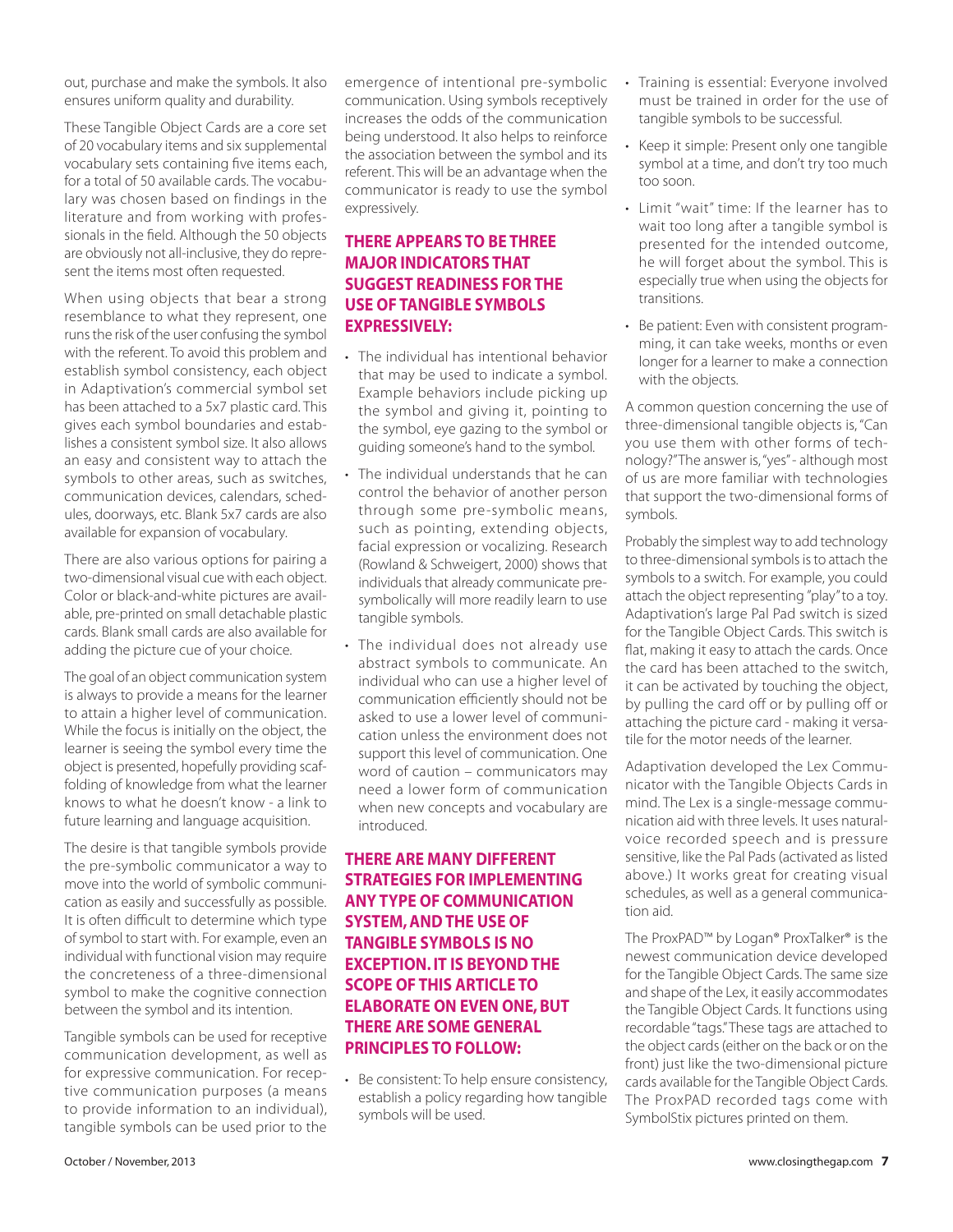out, purchase and make the symbols. It also ensures uniform quality and durability.

These Tangible Object Cards are a core set of 20 vocabulary items and six supplemental vocabulary sets containing five items each, for a total of 50 available cards. The vocabulary was chosen based on findings in the literature and from working with professionals in the field. Although the 50 objects are obviously not all-inclusive, they do represent the items most often requested.

When using objects that bear a strong resemblance to what they represent, one runs the risk of the user confusing the symbol with the referent. To avoid this problem and establish symbol consistency, each object in Adaptivation's commercial symbol set has been attached to a 5x7 plastic card. This gives each symbol boundaries and establishes a consistent symbol size. It also allows an easy and consistent way to attach the symbols to other areas, such as switches, communication devices, calendars, schedules, doorways, etc. Blank 5x7 cards are also available for expansion of vocabulary.

There are also various options for pairing a two-dimensional visual cue with each object. Color or black-and-white pictures are available, pre-printed on small detachable plastic cards. Blank small cards are also available for adding the picture cue of your choice.

The goal of an object communication system is always to provide a means for the learner to attain a higher level of communication. While the focus is initially on the object, the learner is seeing the symbol every time the object is presented, hopefully providing scaffolding of knowledge from what the learner knows to what he doesn't know - a link to future learning and language acquisition.

The desire is that tangible symbols provide the pre-symbolic communicator a way to move into the world of symbolic communication as easily and successfully as possible. It is often difficult to determine which type of symbol to start with. For example, even an individual with functional vision may require the concreteness of a three-dimensional symbol to make the cognitive connection between the symbol and its intention.

Tangible symbols can be used for receptive communication development, as well as for expressive communication. For receptive communication purposes (a means to provide information to an individual), tangible symbols can be used prior to the emergence of intentional pre-symbolic communication. Using symbols receptively increases the odds of the communication being understood. It also helps to reinforce the association between the symbol and its referent. This will be an advantage when the communicator is ready to use the symbol expressively.

## THERE APPEARS TO BE THREE MAJOR INDICATORS THAT SUGGEST READINESS FOR THE USE OF TANGIBLE SYMBOLS EXPRESSIVELY:

- The individual has intentional behavior that may be used to indicate a symbol. Example behaviors include picking up the symbol and giving it, pointing to the symbol, eye gazing to the symbol or guiding someone's hand to the symbol.
- The individual understands that he can control the behavior of another person through some pre-symbolic means, such as pointing, extending objects, facial expression or vocalizing. Research (Rowland & Schweigert, 2000) shows that individuals that already communicate pre-symbolically will more readily learn to use tangible symbols.
- The individual does not already use abstract symbols to communicate. An individual who can use a higher level of communication efficiently should not be asked to use a lower level of communication unless the environment does not support this level of communication. One word of caution – communicators may need a lower form of communication when new concepts and vocabulary are introduced.

## THERE ARE MANY DIFFERENT STRATEGIES FOR IMPLEMENTING ANY TYPE OF COMMUNICATION SYSTEM, AND THE USE OF TANGIBLE SYMBOLS IS NO EXCEPTION. IT IS BEYOND THE SCOPE OF THIS ARTICLE TO ELABORATE ON EVEN ONE, BUT THERE ARE SOME GENERAL PRINCIPLES TO FOLLOW:

- Be consistent: To help ensure consistency, establish a policy regarding how tangible symbols will be used.
- Training is essential: Everyone involved must be trained in order for the use of tangible symbols to be successful.
- Keep it simple: Present only one tangible symbol at a time, and don't try too much too soon.
- Limit "wait" time: If the learner has to wait too long after a tangible symbol is presented for the intended outcome, he will forget about the symbol. This is especially true when using the objects for transitions.
- Be patient: Even with consistent programming, it can take weeks, months or even longer for a learner to make a connection with the objects.

A common question concerning the use of three-dimensional tangible objects is, "Can you use them with other forms of technology?" The answer is, "yes" - although most of us are more familiar with technologies that support the two-dimensional forms of symbols.

Probably the simplest way to add technology to three-dimensional symbols is to attach the symbols to a switch. For example, you could attach the object representing "play" to a toy. Adaptivation's large Pal Pad switch is sized for the Tangible Object Cards. This switch is flat, making it easy to attach the cards. Once the card has been attached to the switch, it can be activated by touching the object, by pulling the card off or by pulling off or attaching the picture card - making it versatile for the motor needs of the learner.

Adaptivation developed the Lex Communicator with the Tangible Objects Cards in mind. The Lex is a single-message communication aid with three levels. It uses natural-voice recorded speech and is pressure sensitive, like the Pal Pads (activated as listed above.) It works great for creating visual schedules, as well as a general communication aid.

The ProxPAD™ by Logan® ProxTalker® is the newest communication device developed for the Tangible Object Cards. The same size and shape of the Lex, it easily accommodates the Tangible Object Cards. It functions using recordable "tags." These tags are attached to the object cards (either on the back or on the front) just like the two-dimensional picture cards available for the Tangible Object Cards. The ProxPAD recorded tags come with SymbolStix pictures printed on them.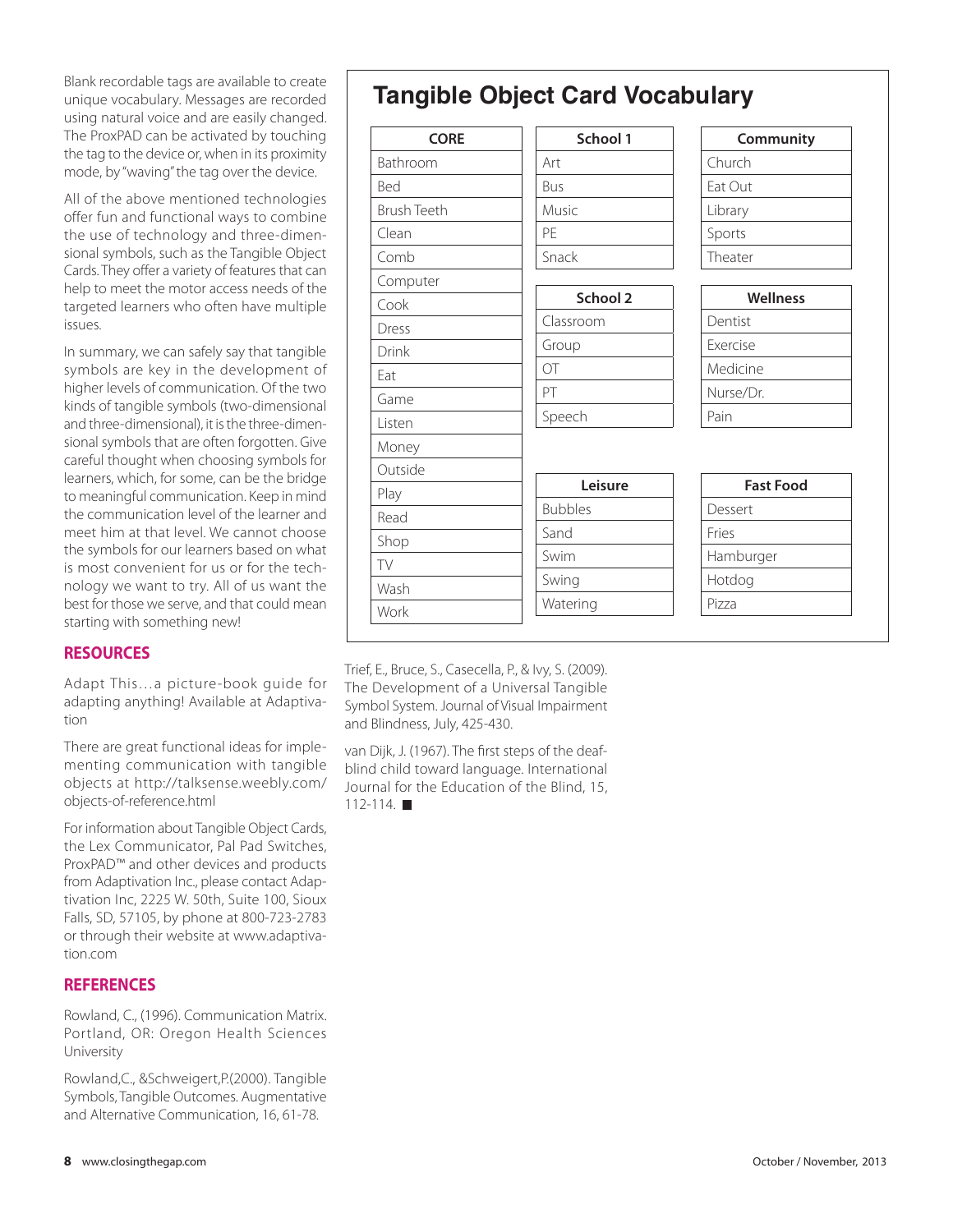Blank recordable tags are available to create unique vocabulary. Messages are recorded using natural voice and are easily changed. The ProxPAD can be activated by touching the tag to the device or, when in its proximity mode, by "waving" the tag over the device.

All of the above mentioned technologies offer fun and functional ways to combine the use of technology and three-dimensional symbols, such as the Tangible Object Cards. They offer a variety of features that can help to meet the motor access needs of the targeted learners who often have multiple issues.

In summary, we can safely say that tangible symbols are key in the development of higher levels of communication. Of the two kinds of tangible symbols (two-dimensional and three-dimensional), it is the three-dimensional symbols that are often forgotten. Give careful thought when choosing symbols for learners, which, for some, can be the bridge to meaningful communication. Keep in mind the communication level of the learner and meet him at that level. We cannot choose the symbols for our learners based on what is most convenient for us or for the technology we want to try. All of us want the best for those we serve, and that could mean starting with something new!

## Tangible Object Card Vocabulary

| CORE |
|---|
| Bathroom |
| Bed |
| Brush Teeth |
| Clean |
| Comb |
| Computer |
| Cook |
| Dress |
| Drink |
| Eat |
| Game |
| Listen |
| Money |
| Outside |
| Play |
| Read |
| Shop |
| TV |
| Wash |
| Work |

| School 1 |
|---|
| Art |
| Bus |
| Music |
| PE |
| Snack |

| School 2 |
|---|
| Classroom |
| Group |
| OT |
| PT |
| Speech |

| Leisure |
|---|
| Bubbles |
| Sand |
| Swim |
| Swing |
| Watering |

| Community |
|---|
| Church |
| Eat Out |
| Library |
| Sports |
| Theater |

| Wellness |
|---|
| Dentist |
| Exercise |
| Medicine |
| Nurse/Dr. |
| Pain |

| Fast Food |
|---|
| Dessert |
| Fries |
| Hamburger |
| Hotdog |
| Pizza |

## RESOURCES

Adapt This…a picture-book guide for adapting anything! Available at Adaptivation

There are great functional ideas for implementing communication with tangible objects at http://talksense.weebly.com/objects-of-reference.html

For information about Tangible Object Cards, the Lex Communicator, Pal Pad Switches, ProxPAD™ and other devices and products from Adaptivation Inc., please contact Adaptivation Inc, 2225 W. 50th, Suite 100, Sioux Falls, SD, 57105, by phone at 800-723-2783 or through their website at www.adaptivation.com

## REFERENCES

Rowland, C., (1996). Communication Matrix. Portland, OR: Oregon Health Sciences University

Rowland,C., &Schweigert,P.(2000). Tangible Symbols, Tangible Outcomes. Augmentative and Alternative Communication, 16, 61-78.

Trief, E., Bruce, S., Casecella, P., & Ivy, S. (2009). The Development of a Universal Tangible Symbol System. Journal of Visual Impairment and Blindness, July, 425-430.

van Dijk, J. (1967). The first steps of the deaf-blind child toward language. International Journal for the Education of the Blind, 15, 112-114. ■